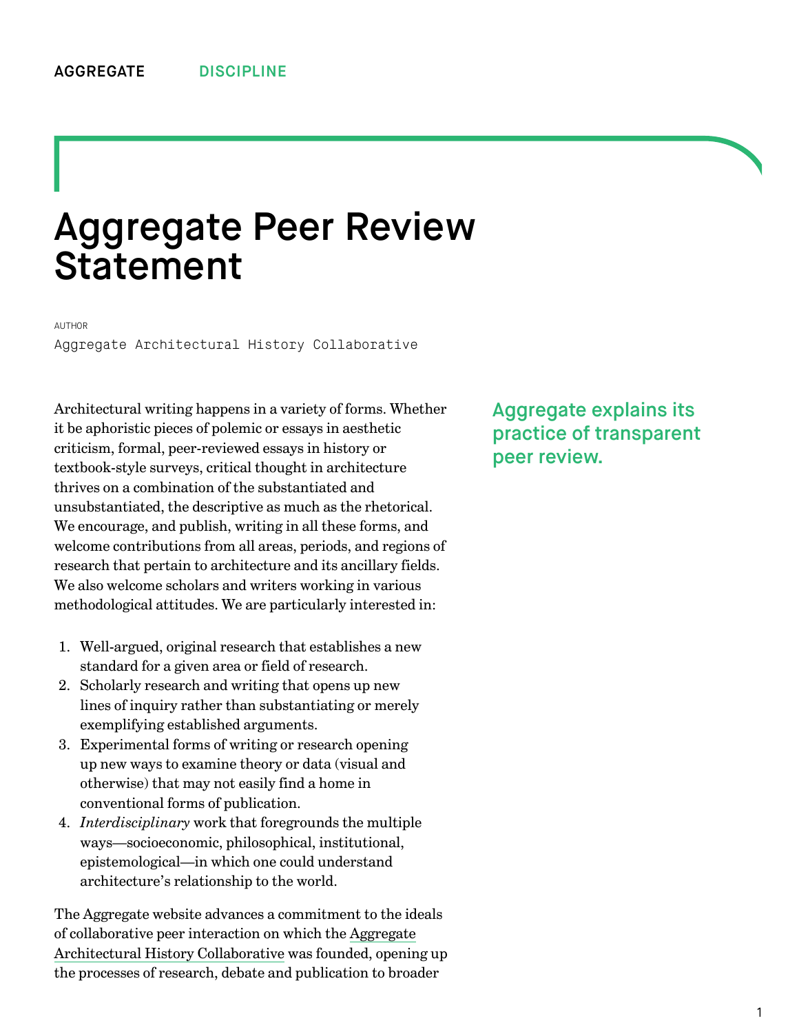AGGREGATE DISCIPLINE

# Aggregate Peer Review Statement

AUTHOR

Aggregate Architectural History Collaborative

Aggregate explains its practice of transparent peer review.

Architectural writing happens in a variety of forms. Whether it be aphoristic pieces of polemic or essays in aesthetic criticism, formal, peer-reviewed essays in history or textbook-style surveys, critical thought in architecture thrives on a combination of the substantiated and unsubstantiated, the descriptive as much as the rhetorical. We encourage, and publish, writing in all these forms, and welcome contributions from all areas, periods, and regions of research that pertain to architecture and its ancillary fields. We also welcome scholars and writers working in various methodological attitudes. We are particularly interested in:

1. Well-argued, original research that establishes a new standard for a given area or field of research.
2. Scholarly research and writing that opens up new lines of inquiry rather than substantiating or merely exemplifying established arguments.
3. Experimental forms of writing or research opening up new ways to examine theory or data (visual and otherwise) that may not easily find a home in conventional forms of publication.
4. *Interdisciplinary* work that foregrounds the multiple ways—socioeconomic, philosophical, institutional, epistemological—in which one could understand architecture's relationship to the world.

The Aggregate website advances a commitment to the ideals of collaborative peer interaction on which the Aggregate Architectural History Collaborative was founded, opening up the processes of research, debate and publication to broader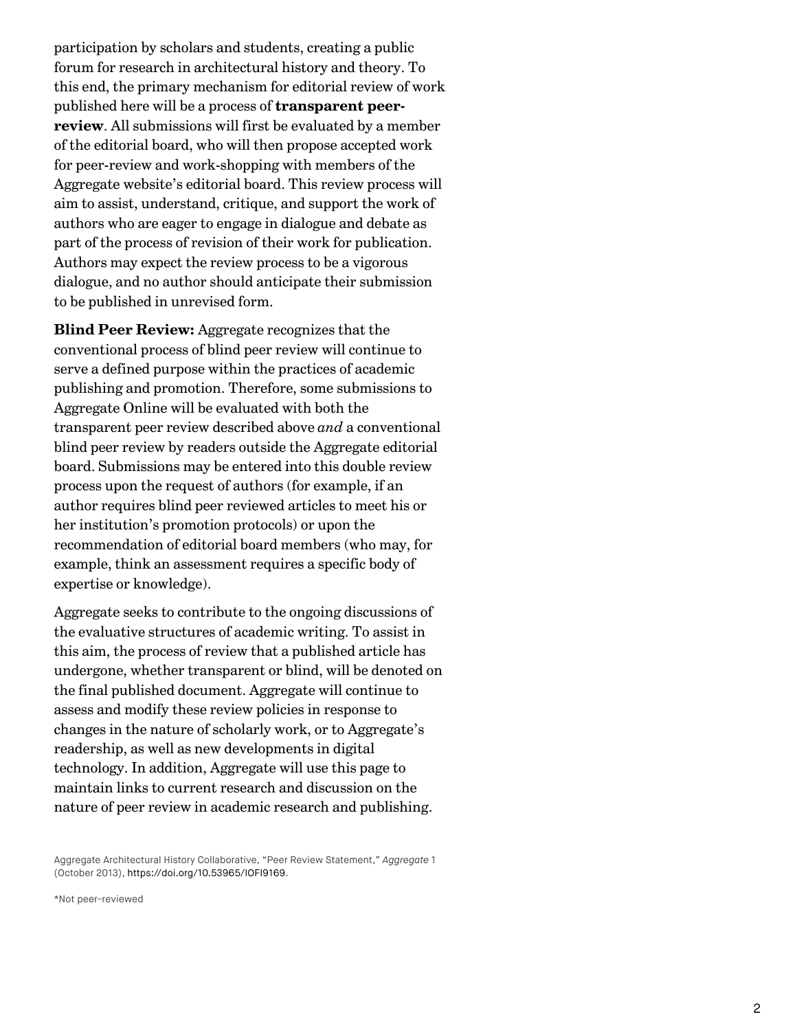participation by scholars and students, creating a public forum for research in architectural history and theory. To this end, the primary mechanism for editorial review of work published here will be a process of **transparent peer-review**. All submissions will first be evaluated by a member of the editorial board, who will then propose accepted work for peer-review and work-shopping with members of the Aggregate website's editorial board. This review process will aim to assist, understand, critique, and support the work of authors who are eager to engage in dialogue and debate as part of the process of revision of their work for publication. Authors may expect the review process to be a vigorous dialogue, and no author should anticipate their submission to be published in unrevised form.

**Blind Peer Review:** Aggregate recognizes that the conventional process of blind peer review will continue to serve a defined purpose within the practices of academic publishing and promotion. Therefore, some submissions to Aggregate Online will be evaluated with both the transparent peer review described above *and* a conventional blind peer review by readers outside the Aggregate editorial board. Submissions may be entered into this double review process upon the request of authors (for example, if an author requires blind peer reviewed articles to meet his or her institution's promotion protocols) or upon the recommendation of editorial board members (who may, for example, think an assessment requires a specific body of expertise or knowledge).

Aggregate seeks to contribute to the ongoing discussions of the evaluative structures of academic writing. To assist in this aim, the process of review that a published article has undergone, whether transparent or blind, will be denoted on the final published document. Aggregate will continue to assess and modify these review policies in response to changes in the nature of scholarly work, or to Aggregate's readership, as well as new developments in digital technology. In addition, Aggregate will use this page to maintain links to current research and discussion on the nature of peer review in academic research and publishing.

Aggregate Architectural History Collaborative, "Peer Review Statement," *Aggregate* 1 (October 2013), https://doi.org/10.53965/IOFI9169.

*Not peer-reviewed